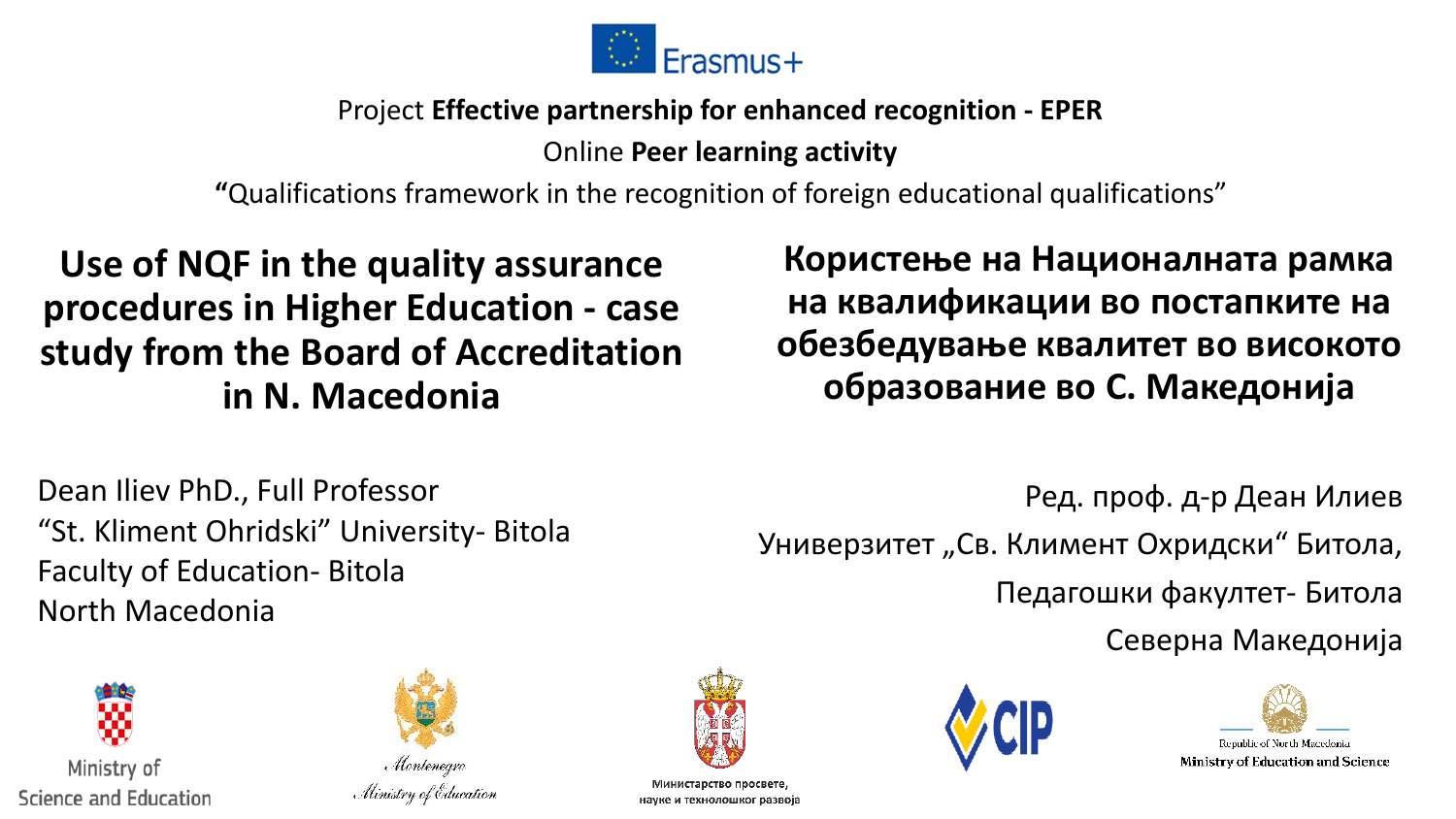Erasmus+

Project **Effective partnership for enhanced recognition - EPER**

Online **Peer learning activity**

**"**Qualifications framework in the recognition of foreign educational qualifications"

# Use of NQF in the quality assurance procedures in Higher Education - case study from the Board of Accreditation in N. Macedonia

# Користење на Националната рамка на квалификации во постапките на обезбедување квалитет во високото образование во С. Македонија

Dean Iliev PhD., Full Professor
"St. Kliment Ohridski" University- Bitola
Faculty of Education- Bitola
North Macedonia

Ред. проф. д-р Деан Илиев
Универзитет „Св. Климент Охридски" Битола,
Педагошки факултет- Битола
Северна Македонија

Ministry of Science and Education

Montenegro Ministry of Education

Министарство просвете, науке и технолошког развоја

CIP

Republic of North Macedonia Ministry of Education and Science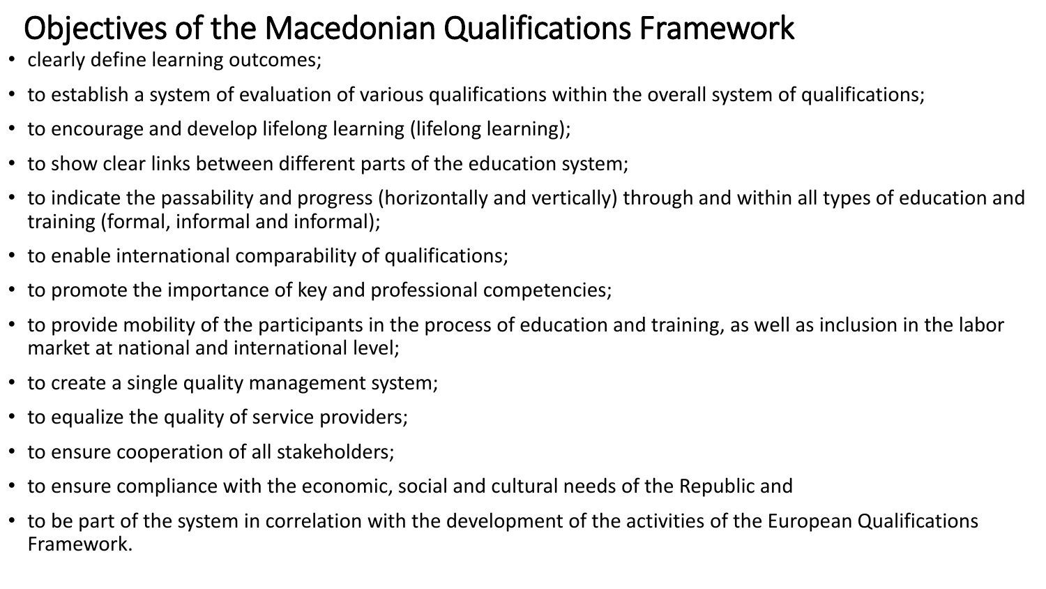# Objectives of the Macedonian Qualifications Framework

- clearly define learning outcomes;
- to establish a system of evaluation of various qualifications within the overall system of qualifications;
- to encourage and develop lifelong learning (lifelong learning);
- to show clear links between different parts of the education system;
- to indicate the passability and progress (horizontally and vertically) through and within all types of education and training (formal, informal and informal);
- to enable international comparability of qualifications;
- to promote the importance of key and professional competencies;
- to provide mobility of the participants in the process of education and training, as well as inclusion in the labor market at national and international level;
- to create a single quality management system;
- to equalize the quality of service providers;
- to ensure cooperation of all stakeholders;
- to ensure compliance with the economic, social and cultural needs of the Republic and
- to be part of the system in correlation with the development of the activities of the European Qualifications Framework.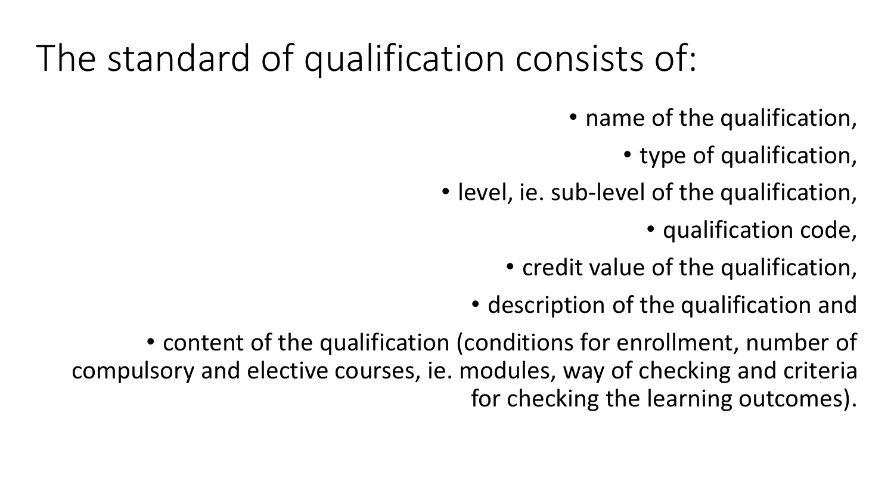# The standard of qualification consists of:

- name of the qualification,
- type of qualification,
- level, ie. sub-level of the qualification,
- qualification code,
- credit value of the qualification,
- description of the qualification and
- content of the qualification (conditions for enrollment, number of compulsory and elective courses, ie. modules, way of checking and criteria for checking the learning outcomes).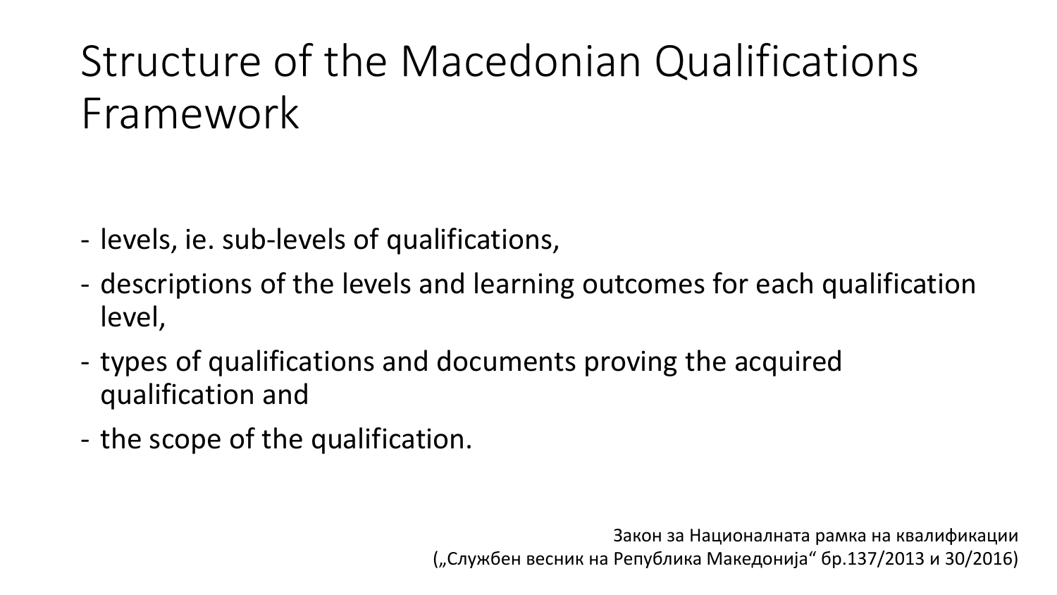# Structure of the Macedonian Qualifications Framework

- levels, ie. sub-levels of qualifications,
- descriptions of the levels and learning outcomes for each qualification level,
- types of qualifications and documents proving the acquired qualification and
- the scope of the qualification.

Закон за Националната рамка на квалификации
(„Службен весник на Република Македонија“ бр.137/2013 и 30/2016)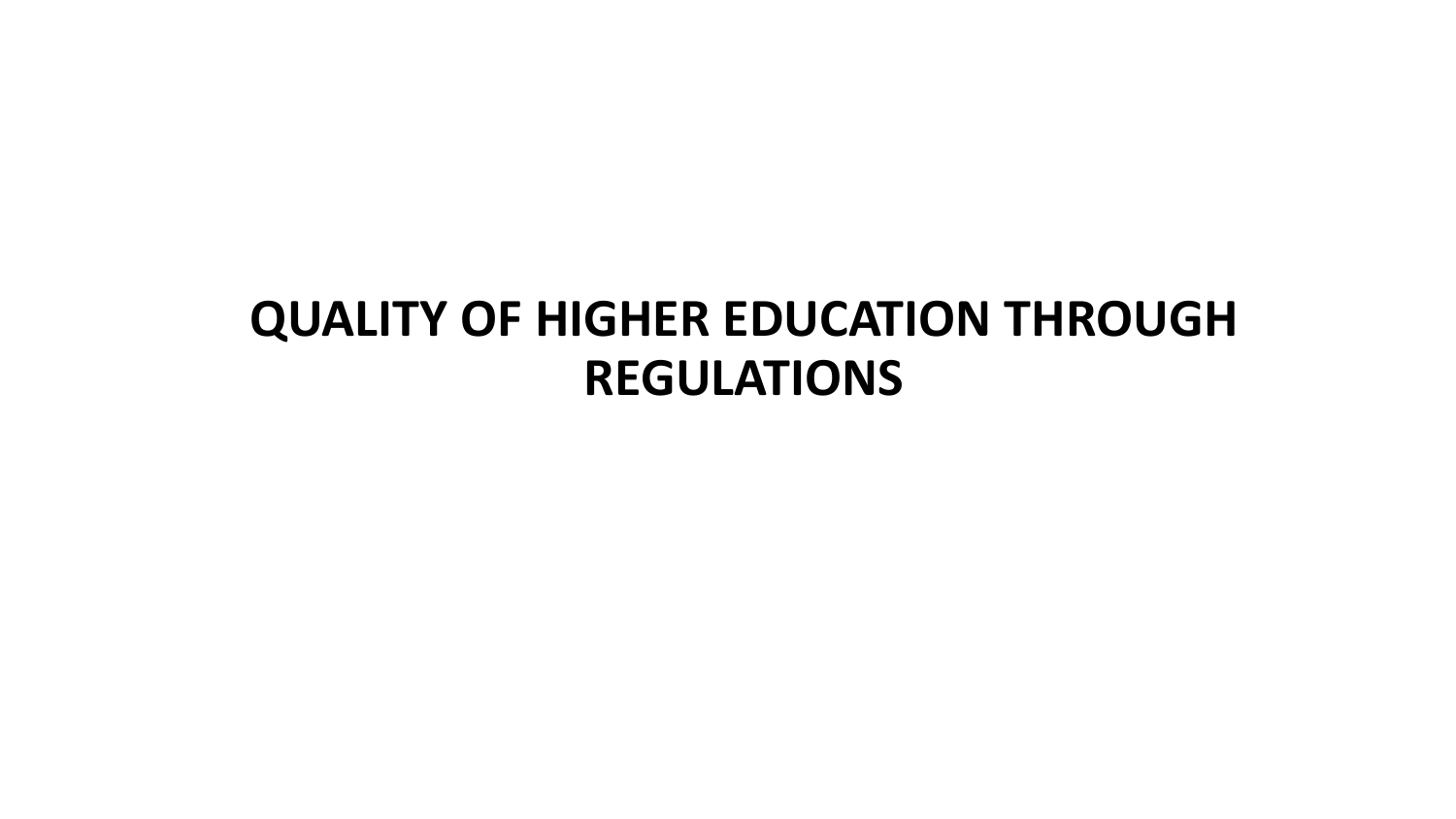# QUALITY OF HIGHER EDUCATION THROUGH REGULATIONS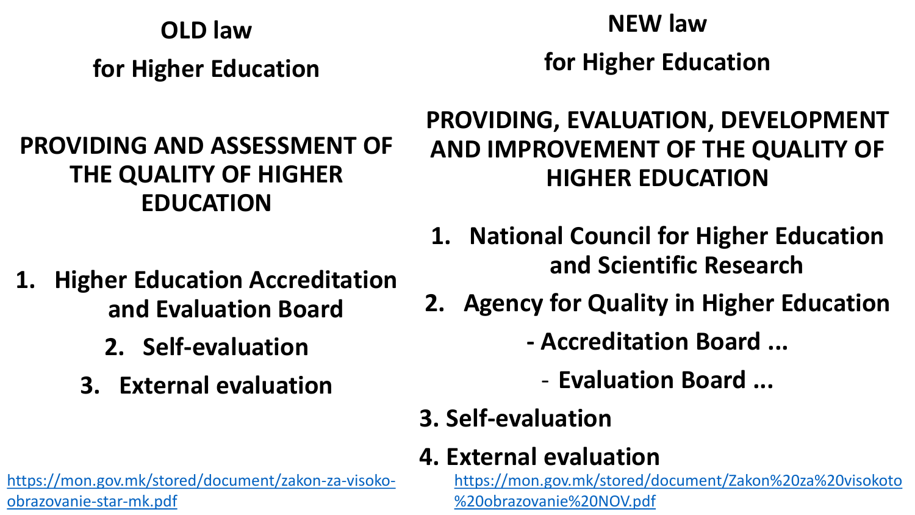## OLD law for Higher Education

**PROVIDING AND ASSESSMENT OF THE QUALITY OF HIGHER EDUCATION**

1. **Higher Education Accreditation and Evaluation Board**
2. **Self-evaluation**
3. **External evaluation**

https://mon.gov.mk/stored/document/zakon-za-visoko-obrazovanie-star-mk.pdf

## NEW law for Higher Education

**PROVIDING, EVALUATION, DEVELOPMENT AND IMPROVEMENT OF THE QUALITY OF HIGHER EDUCATION**

1. **National Council for Higher Education and Scientific Research**
2. **Agency for Quality in Higher Education**
   - **Accreditation Board ...**
   - **Evaluation Board ...**
3. **Self-evaluation**
4. **External evaluation**

https://mon.gov.mk/stored/document/Zakon%20za%20visokoto%20obrazovanie%20NOV.pdf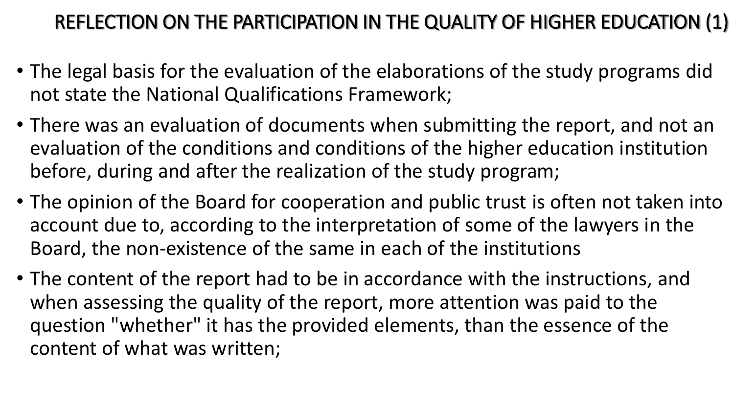# REFLECTION ON THE PARTICIPATION IN THE QUALITY OF HIGHER EDUCATION (1)

- The legal basis for the evaluation of the elaborations of the study programs did not state the National Qualifications Framework;
- There was an evaluation of documents when submitting the report, and not an evaluation of the conditions and conditions of the higher education institution before, during and after the realization of the study program;
- The opinion of the Board for cooperation and public trust is often not taken into account due to, according to the interpretation of some of the lawyers in the Board, the non-existence of the same in each of the institutions
- The content of the report had to be in accordance with the instructions, and when assessing the quality of the report, more attention was paid to the question "whether" it has the provided elements, than the essence of the content of what was written;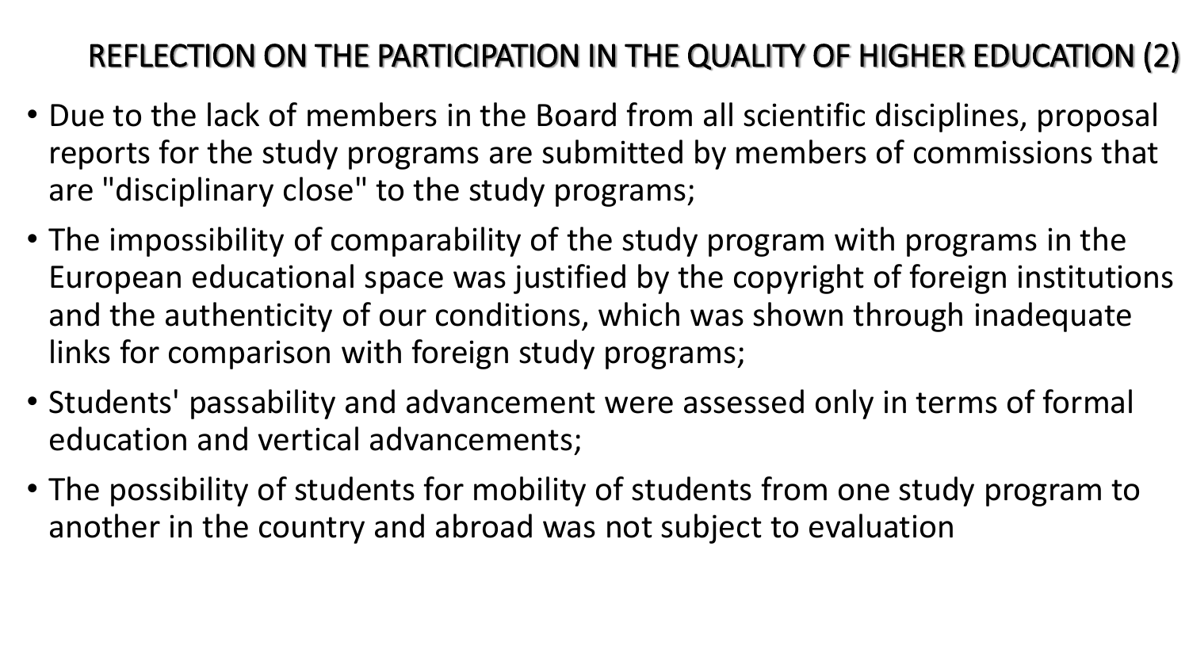## REFLECTION ON THE PARTICIPATION IN THE QUALITY OF HIGHER EDUCATION (2)

- Due to the lack of members in the Board from all scientific disciplines, proposal reports for the study programs are submitted by members of commissions that are "disciplinary close" to the study programs;
- The impossibility of comparability of the study program with programs in the European educational space was justified by the copyright of foreign institutions and the authenticity of our conditions, which was shown through inadequate links for comparison with foreign study programs;
- Students' passability and advancement were assessed only in terms of formal education and vertical advancements;
- The possibility of students for mobility of students from one study program to another in the country and abroad was not subject to evaluation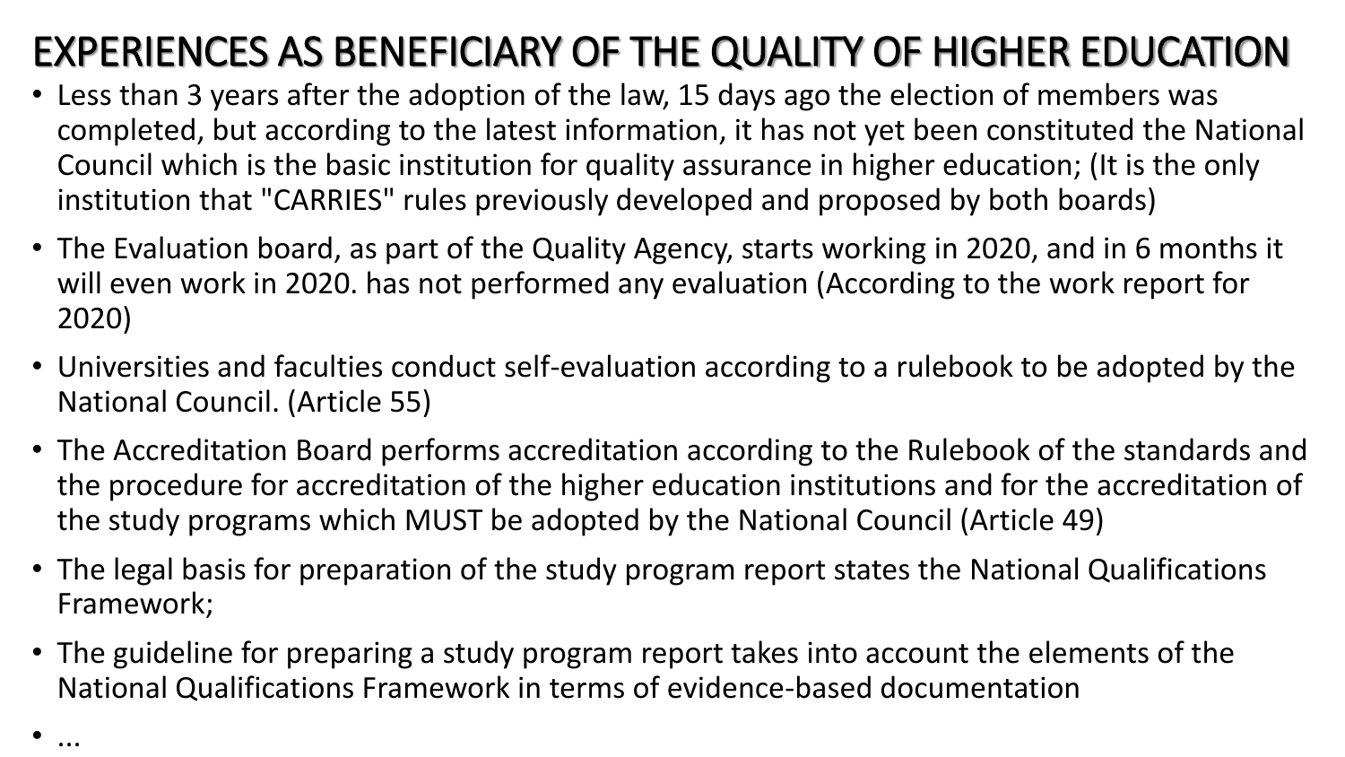# EXPERIENCES AS BENEFICIARY OF THE QUALITY OF HIGHER EDUCATION

- Less than 3 years after the adoption of the law, 15 days ago the election of members was completed, but according to the latest information, it has not yet been constituted the National Council which is the basic institution for quality assurance in higher education; (It is the only institution that "CARRIES" rules previously developed and proposed by both boards)
- The Evaluation board, as part of the Quality Agency, starts working in 2020, and in 6 months it will even work in 2020. has not performed any evaluation (According to the work report for 2020)
- Universities and faculties conduct self-evaluation according to a rulebook to be adopted by the National Council. (Article 55)
- The Accreditation Board performs accreditation according to the Rulebook of the standards and the procedure for accreditation of the higher education institutions and for the accreditation of the study programs which MUST be adopted by the National Council (Article 49)
- The legal basis for preparation of the study program report states the National Qualifications Framework;
- The guideline for preparing a study program report takes into account the elements of the National Qualifications Framework in terms of evidence-based documentation
- ...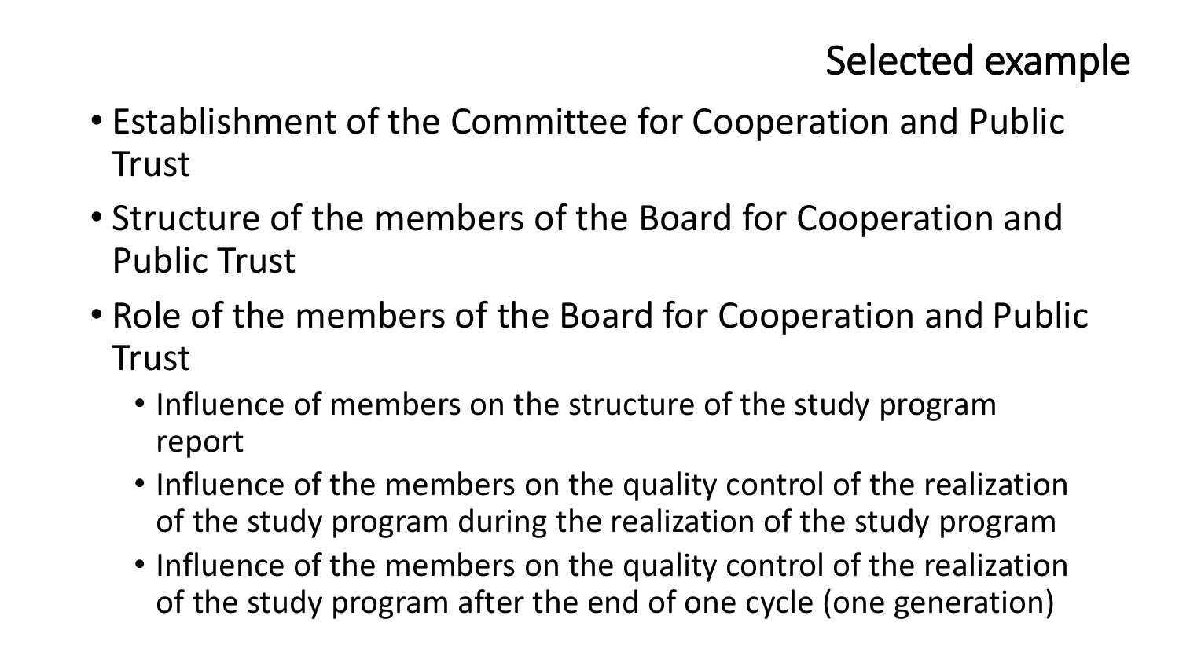# Selected example

- Establishment of the Committee for Cooperation and Public Trust
- Structure of the members of the Board for Cooperation and Public Trust
- Role of the members of the Board for Cooperation and Public Trust
  - Influence of members on the structure of the study program report
  - Influence of the members on the quality control of the realization of the study program during the realization of the study program
  - Influence of the members on the quality control of the realization of the study program after the end of one cycle (one generation)